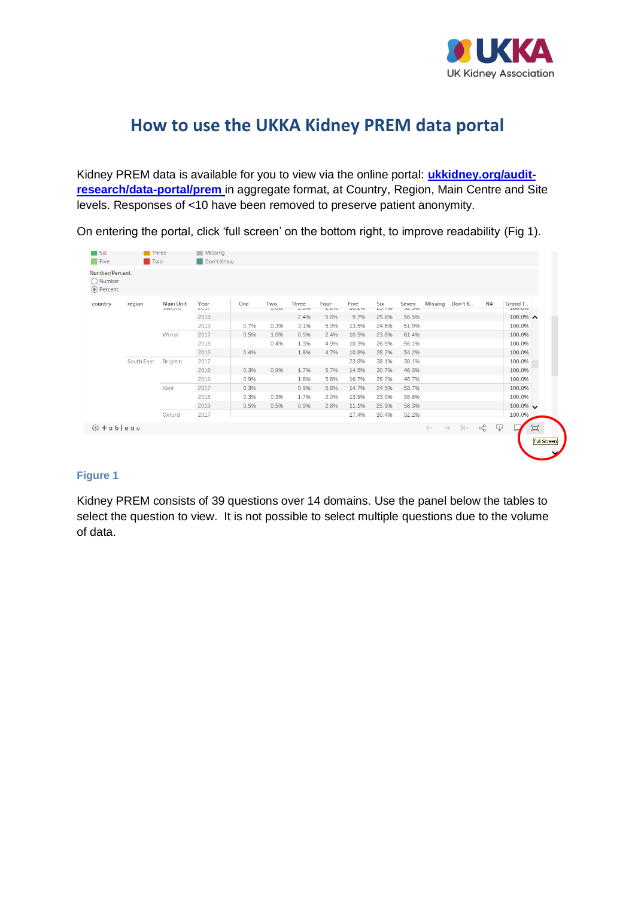# How to use the UKKA Kidney PREM data portal

Kidney PREM data is available for you to view via the online portal: **ukkidney.org/audit-research/data-portal/prem** in aggregate format, at Country, Region, Main Centre and Site levels. Responses of <10 have been removed to preserve patient anonymity.

On entering the portal, click 'full screen' on the bottom right, to improve readability (Fig 1).

**Figure 1**

Kidney PREM consists of 39 questions over 14 domains. Use the panel below the tables to select the question to view. It is not possible to select multiple questions due to the volume of data.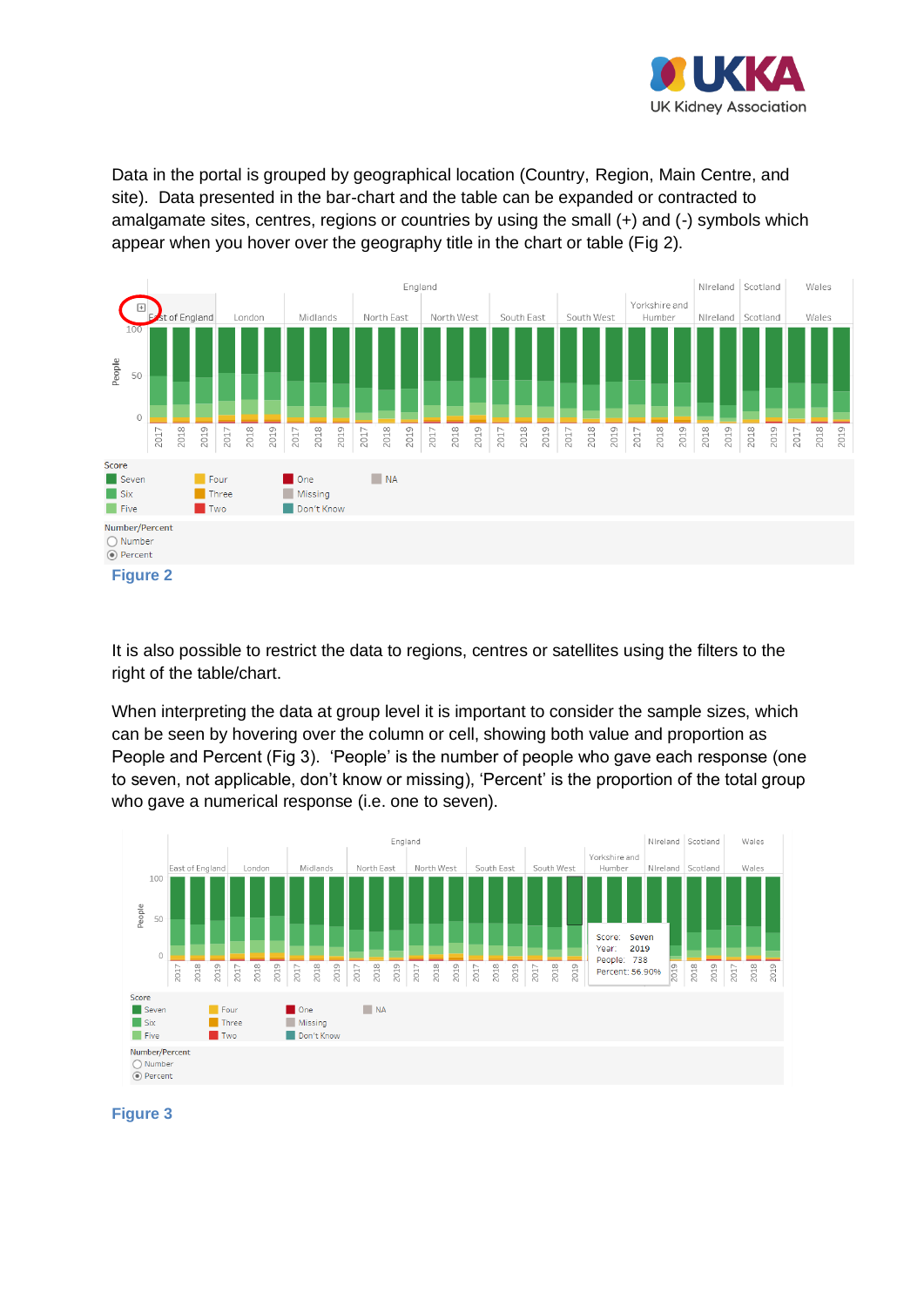Data in the portal is grouped by geographical location (Country, Region, Main Centre, and site). Data presented in the bar-chart and the table can be expanded or contracted to amalgamate sites, centres, regions or countries by using the small (+) and (-) symbols which appear when you hover over the geography title in the chart or table (Fig 2).

England
NIreland
Scotland
Wales
East of England
London
Midlands
North East
North West
South East
South West
Yorkshire and Humber
NIreland
Scotland
Wales
People
100
50
0
2017 2018 2019 2017 2018 2019 2017 2018 2019 2017 2018 2019 2017 2018 2019 2017 2018 2019 2017 2018 2019 2017 2018 2019 2017 2018 2019 2017 2018 2019 2017 2018 2019

Score
Seven
Six
Five
Four
Three
Two
One
Missing
Don't Know
NA

Number/Percent
Number
Percent

Figure 2

It is also possible to restrict the data to regions, centres or satellites using the filters to the right of the table/chart.

When interpreting the data at group level it is important to consider the sample sizes, which can be seen by hovering over the column or cell, showing both value and proportion as People and Percent (Fig 3). 'People' is the number of people who gave each response (one to seven, not applicable, don't know or missing), 'Percent' is the proportion of the total group who gave a numerical response (i.e. one to seven).

England
NIreland
Scotland
Wales
East of England
London
Midlands
North East
North West
South East
South West
Yorkshire and Humber
NIreland
Scotland
Wales
People
100
50
0
2017 2018 2019 2017 2018 2019 2017 2018 2019 2017 2018 2019 2017 2018 2019 2017 2018 2019 2017 2018 2019 2017 2018 2019 2017 2018 2019 2017 2018 2019 2017 2018 2019

Score: Seven
Year: 2019
People: 738
Percent: 56.90%

Score
Seven
Six
Five
Four
Three
Two
One
Missing
Don't Know
NA

Number/Percent
Number
Percent

Figure 3